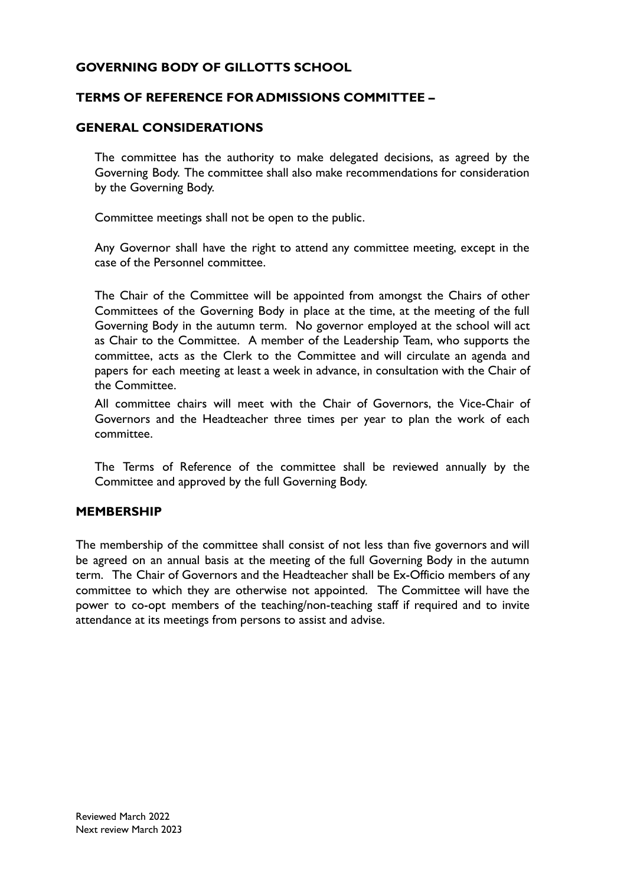## GOVERNING BODY OF GILLOTTS SCHOOL

## TERMS OF REFERENCE FOR ADMISSIONS COMMITTEE –

## GENERAL CONSIDERATIONS

The committee has the authority to make delegated decisions, as agreed by the Governing Body. The committee shall also make recommendations for consideration by the Governing Body.

Committee meetings shall not be open to the public.

Any Governor shall have the right to attend any committee meeting, except in the case of the Personnel committee.

The Chair of the Committee will be appointed from amongst the Chairs of other Committees of the Governing Body in place at the time, at the meeting of the full Governing Body in the autumn term. No governor employed at the school will act as Chair to the Committee. A member of the Leadership Team, who supports the committee, acts as the Clerk to the Committee and will circulate an agenda and papers for each meeting at least a week in advance, in consultation with the Chair of the Committee.

All committee chairs will meet with the Chair of Governors, the Vice-Chair of Governors and the Headteacher three times per year to plan the work of each committee.

The Terms of Reference of the committee shall be reviewed annually by the Committee and approved by the full Governing Body.

## MEMBERSHIP

The membership of the committee shall consist of not less than five governors and will be agreed on an annual basis at the meeting of the full Governing Body in the autumn term. The Chair of Governors and the Headteacher shall be Ex-Officio members of any committee to which they are otherwise not appointed. The Committee will have the power to co-opt members of the teaching/non-teaching staff if required and to invite attendance at its meetings from persons to assist and advise.

Reviewed March 2022
Next review March 2023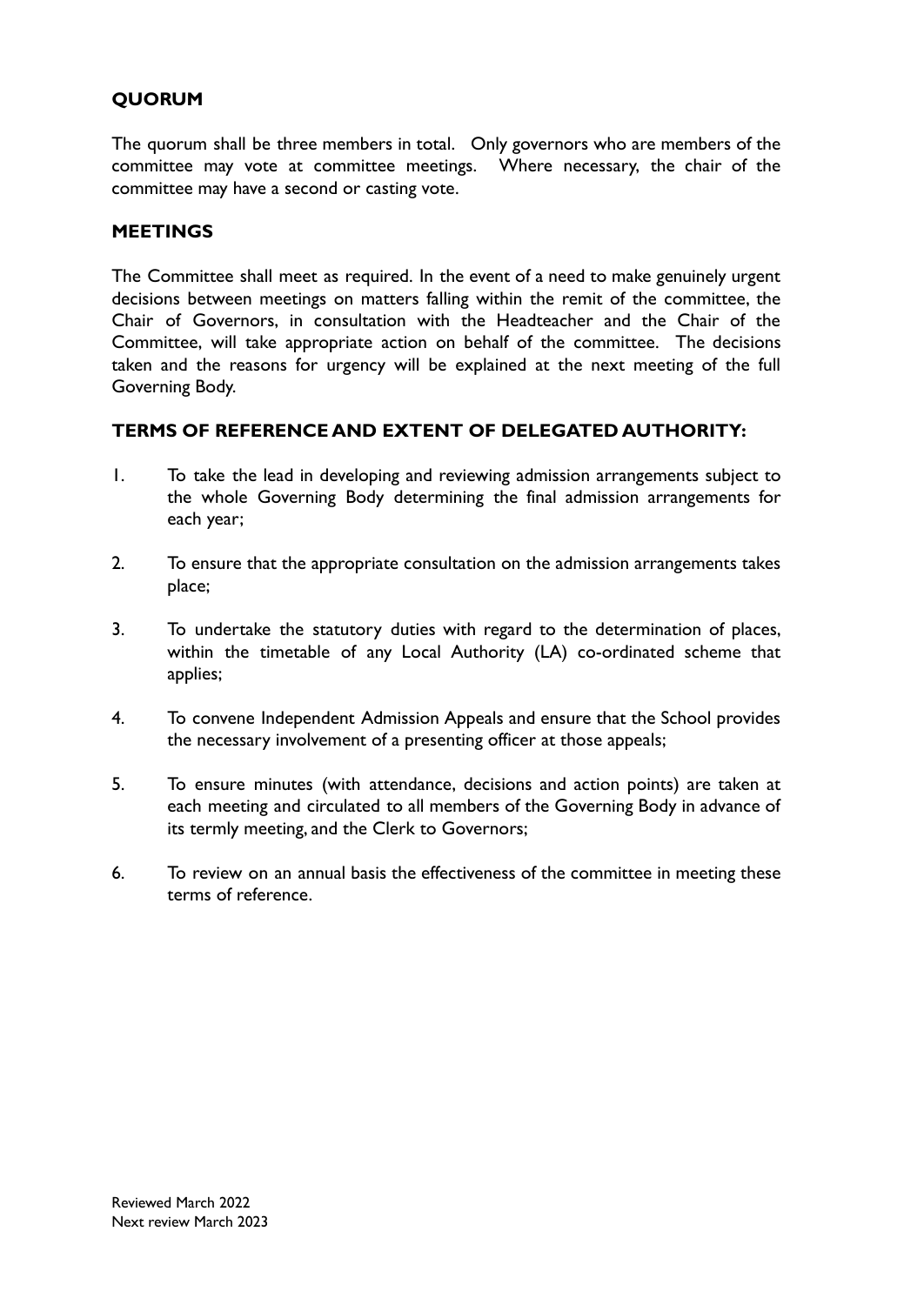## QUORUM

The quorum shall be three members in total. Only governors who are members of the committee may vote at committee meetings. Where necessary, the chair of the committee may have a second or casting vote.

## MEETINGS

The Committee shall meet as required. In the event of a need to make genuinely urgent decisions between meetings on matters falling within the remit of the committee, the Chair of Governors, in consultation with the Headteacher and the Chair of the Committee, will take appropriate action on behalf of the committee. The decisions taken and the reasons for urgency will be explained at the next meeting of the full Governing Body.

## TERMS OF REFERENCE AND EXTENT OF DELEGATED AUTHORITY:

1. To take the lead in developing and reviewing admission arrangements subject to the whole Governing Body determining the final admission arrangements for each year;

2. To ensure that the appropriate consultation on the admission arrangements takes place;

3. To undertake the statutory duties with regard to the determination of places, within the timetable of any Local Authority (LA) co-ordinated scheme that applies;

4. To convene Independent Admission Appeals and ensure that the School provides the necessary involvement of a presenting officer at those appeals;

5. To ensure minutes (with attendance, decisions and action points) are taken at each meeting and circulated to all members of the Governing Body in advance of its termly meeting, and the Clerk to Governors;

6. To review on an annual basis the effectiveness of the committee in meeting these terms of reference.

Reviewed March 2022
Next review March 2023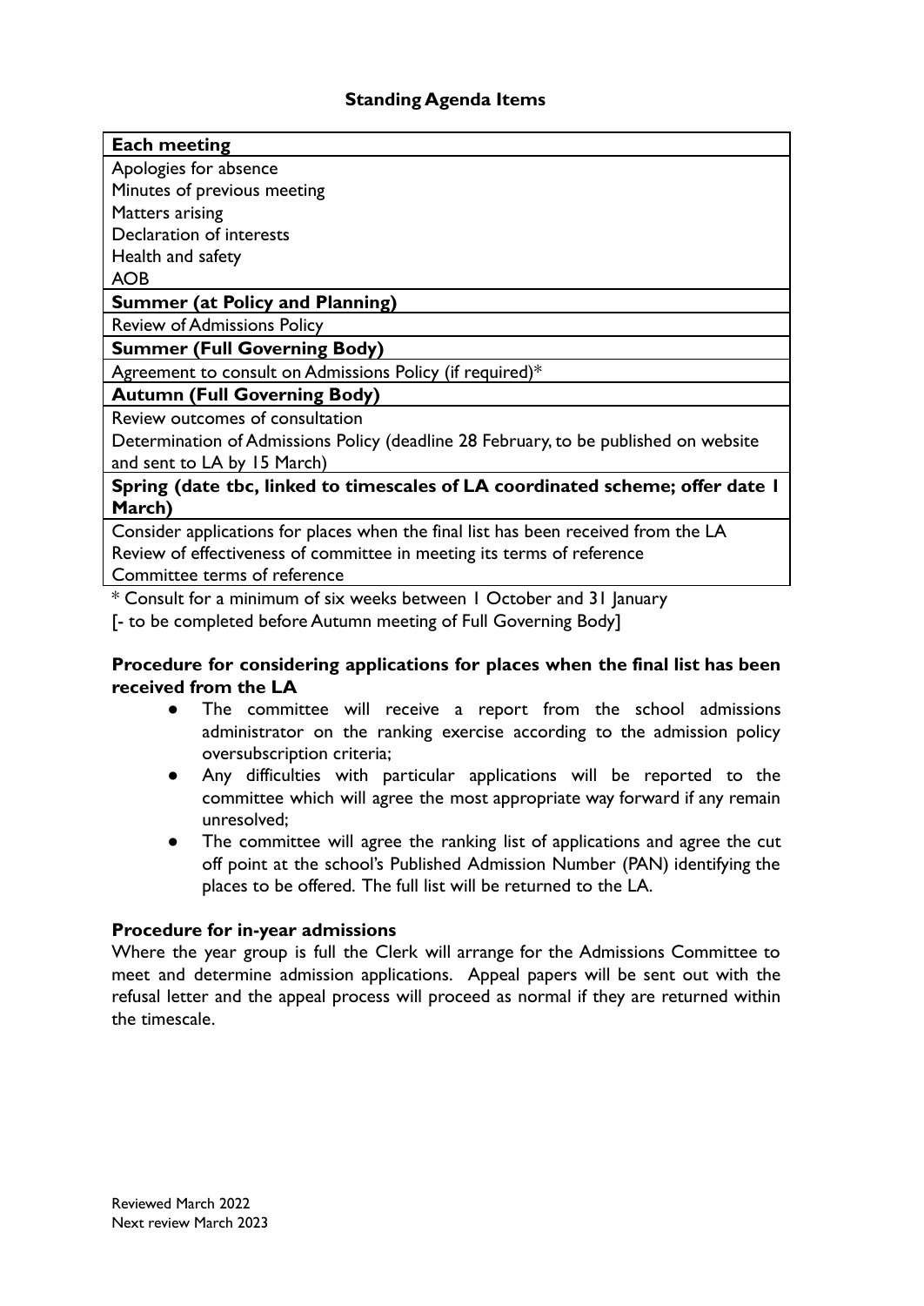## Standing Agenda Items

| |
|---|
| **Each meeting** |
| Apologies for absence<br>Minutes of previous meeting<br>Matters arising<br>Declaration of interests<br>Health and safety<br>AOB |
| **Summer (at Policy and Planning)** |
| Review of Admissions Policy |
| **Summer (Full Governing Body)** |
| Agreement to consult on Admissions Policy (if required)* |
| **Autumn (Full Governing Body)** |
| Review outcomes of consultation<br>Determination of Admissions Policy (deadline 28 February, to be published on website and sent to LA by 15 March) |
| **Spring (date tbc, linked to timescales of LA coordinated scheme; offer date 1 March)** |
| Consider applications for places when the final list has been received from the LA<br>Review of effectiveness of committee in meeting its terms of reference<br>Committee terms of reference |

* Consult for a minimum of six weeks between 1 October and 31 January
[- to be completed before Autumn meeting of Full Governing Body]

**Procedure for considering applications for places when the final list has been received from the LA**

- The committee will receive a report from the school admissions administrator on the ranking exercise according to the admission policy oversubscription criteria;
- Any difficulties with particular applications will be reported to the committee which will agree the most appropriate way forward if any remain unresolved;
- The committee will agree the ranking list of applications and agree the cut off point at the school's Published Admission Number (PAN) identifying the places to be offered. The full list will be returned to the LA.

**Procedure for in-year admissions**

Where the year group is full the Clerk will arrange for the Admissions Committee to meet and determine admission applications. Appeal papers will be sent out with the refusal letter and the appeal process will proceed as normal if they are returned within the timescale.

Reviewed March 2022
Next review March 2023